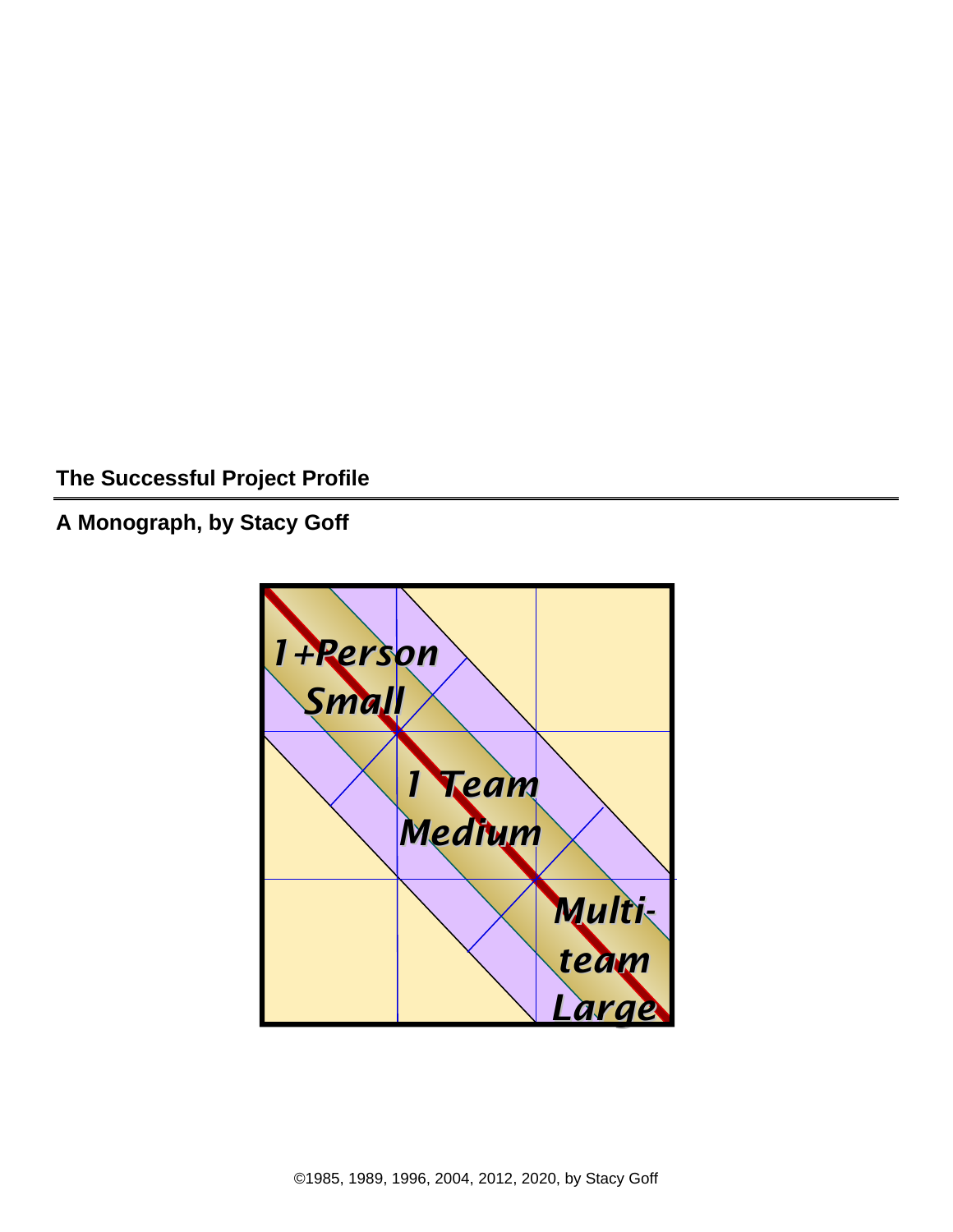# The Successful Project Profile

## A Monograph, by Stacy Goff

1+Person Small

1 Team Medium

Multi-team Large

©1985, 1989, 1996, 2004, 2012, 2020, by Stacy Goff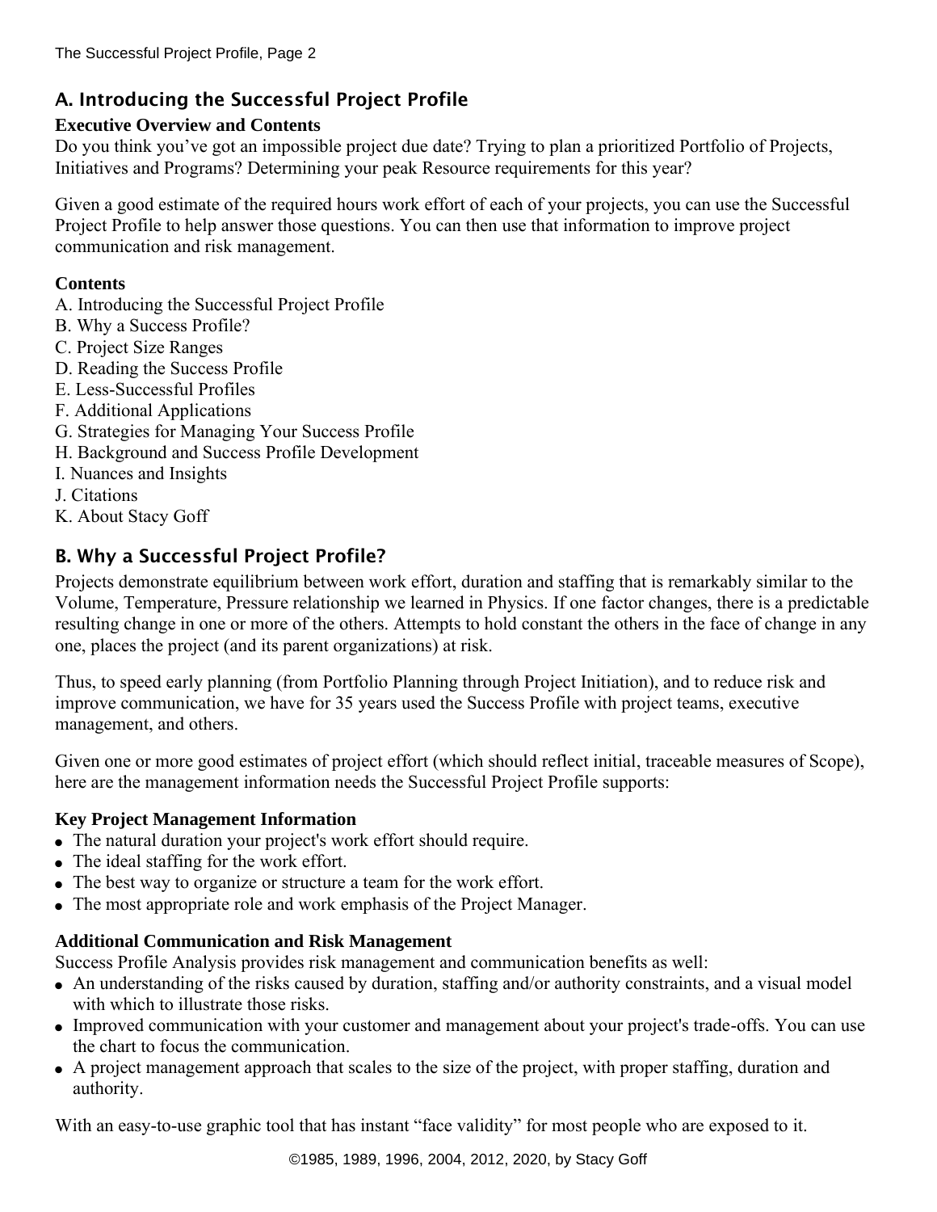## A. Introducing the Successful Project Profile

**Executive Overview and Contents**

Do you think you've got an impossible project due date? Trying to plan a prioritized Portfolio of Projects, Initiatives and Programs? Determining your peak Resource requirements for this year?

Given a good estimate of the required hours work effort of each of your projects, you can use the Successful Project Profile to help answer those questions. You can then use that information to improve project communication and risk management.

**Contents**

A. Introducing the Successful Project Profile
B. Why a Success Profile?
C. Project Size Ranges
D. Reading the Success Profile
E. Less-Successful Profiles
F. Additional Applications
G. Strategies for Managing Your Success Profile
H. Background and Success Profile Development
I. Nuances and Insights
J. Citations
K. About Stacy Goff

## B. Why a Successful Project Profile?

Projects demonstrate equilibrium between work effort, duration and staffing that is remarkably similar to the Volume, Temperature, Pressure relationship we learned in Physics. If one factor changes, there is a predictable resulting change in one or more of the others. Attempts to hold constant the others in the face of change in any one, places the project (and its parent organizations) at risk.

Thus, to speed early planning (from Portfolio Planning through Project Initiation), and to reduce risk and improve communication, we have for 35 years used the Success Profile with project teams, executive management, and others.

Given one or more good estimates of project effort (which should reflect initial, traceable measures of Scope), here are the management information needs the Successful Project Profile supports:

**Key Project Management Information**

- The natural duration your project's work effort should require.
- The ideal staffing for the work effort.
- The best way to organize or structure a team for the work effort.
- The most appropriate role and work emphasis of the Project Manager.

**Additional Communication and Risk Management**

Success Profile Analysis provides risk management and communication benefits as well:

- An understanding of the risks caused by duration, staffing and/or authority constraints, and a visual model with which to illustrate those risks.
- Improved communication with your customer and management about your project's trade-offs. You can use the chart to focus the communication.
- A project management approach that scales to the size of the project, with proper staffing, duration and authority.

With an easy-to-use graphic tool that has instant "face validity" for most people who are exposed to it.

©1985, 1989, 1996, 2004, 2012, 2020, by Stacy Goff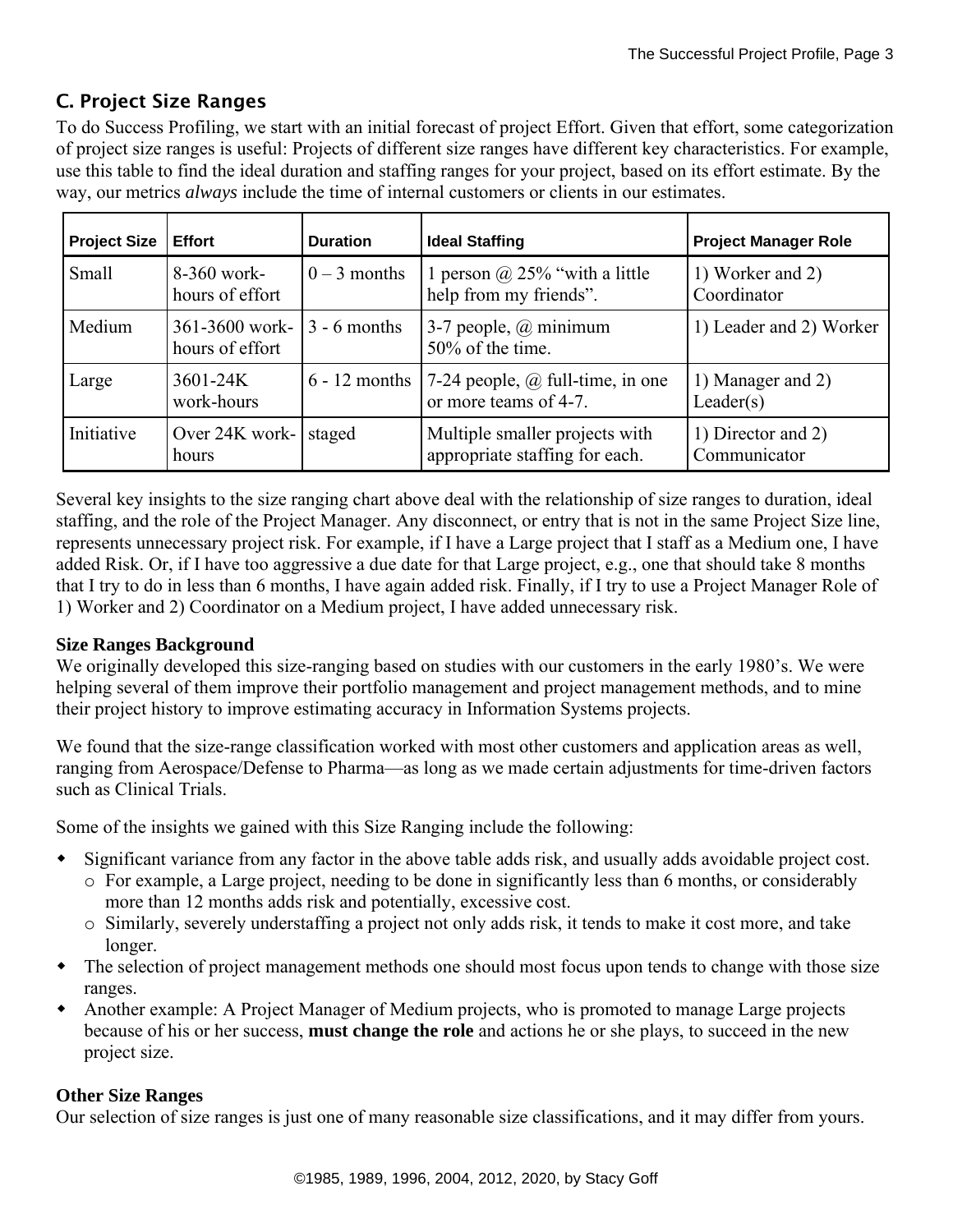## C. Project Size Ranges

To do Success Profiling, we start with an initial forecast of project Effort. Given that effort, some categorization of project size ranges is useful: Projects of different size ranges have different key characteristics. For example, use this table to find the ideal duration and staffing ranges for your project, based on its effort estimate. By the way, our metrics *always* include the time of internal customers or clients in our estimates.

| Project Size | Effort | Duration | Ideal Staffing | Project Manager Role |
|---|---|---|---|---|
| Small | 8-360 work-hours of effort | 0 – 3 months | 1 person @ 25% "with a little help from my friends". | 1) Worker and 2) Coordinator |
| Medium | 361-3600 work-hours of effort | 3 - 6 months | 3-7 people, @ minimum 50% of the time. | 1) Leader and 2) Worker |
| Large | 3601-24K work-hours | 6 - 12 months | 7-24 people, @ full-time, in one or more teams of 4-7. | 1) Manager and 2) Leader(s) |
| Initiative | Over 24K work-hours | staged | Multiple smaller projects with appropriate staffing for each. | 1) Director and 2) Communicator |

Several key insights to the size ranging chart above deal with the relationship of size ranges to duration, ideal staffing, and the role of the Project Manager. Any disconnect, or entry that is not in the same Project Size line, represents unnecessary project risk. For example, if I have a Large project that I staff as a Medium one, I have added Risk. Or, if I have too aggressive a due date for that Large project, e.g., one that should take 8 months that I try to do in less than 6 months, I have again added risk. Finally, if I try to use a Project Manager Role of 1) Worker and 2) Coordinator on a Medium project, I have added unnecessary risk.

**Size Ranges Background**

We originally developed this size-ranging based on studies with our customers in the early 1980's. We were helping several of them improve their portfolio management and project management methods, and to mine their project history to improve estimating accuracy in Information Systems projects.

We found that the size-range classification worked with most other customers and application areas as well, ranging from Aerospace/Defense to Pharma—as long as we made certain adjustments for time-driven factors such as Clinical Trials.

Some of the insights we gained with this Size Ranging include the following:

- Significant variance from any factor in the above table adds risk, and usually adds avoidable project cost.
  - For example, a Large project, needing to be done in significantly less than 6 months, or considerably more than 12 months adds risk and potentially, excessive cost.
  - Similarly, severely understaffing a project not only adds risk, it tends to make it cost more, and take longer.
- The selection of project management methods one should most focus upon tends to change with those size ranges.
- Another example: A Project Manager of Medium projects, who is promoted to manage Large projects because of his or her success, **must change the role** and actions he or she plays, to succeed in the new project size.

**Other Size Ranges**

Our selection of size ranges is just one of many reasonable size classifications, and it may differ from yours.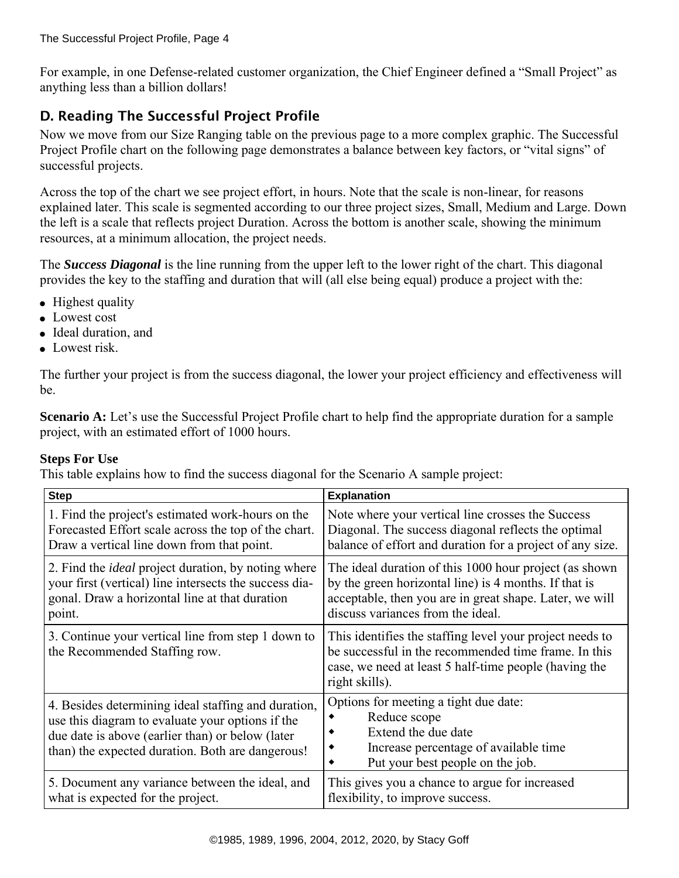For example, in one Defense-related customer organization, the Chief Engineer defined a "Small Project" as anything less than a billion dollars!

## D. Reading The Successful Project Profile

Now we move from our Size Ranging table on the previous page to a more complex graphic. The Successful Project Profile chart on the following page demonstrates a balance between key factors, or "vital signs" of successful projects.

Across the top of the chart we see project effort, in hours. Note that the scale is non-linear, for reasons explained later. This scale is segmented according to our three project sizes, Small, Medium and Large. Down the left is a scale that reflects project Duration. Across the bottom is another scale, showing the minimum resources, at a minimum allocation, the project needs.

The ***Success Diagonal*** is the line running from the upper left to the lower right of the chart. This diagonal provides the key to the staffing and duration that will (all else being equal) produce a project with the:

- Highest quality
- Lowest cost
- Ideal duration, and
- Lowest risk.

The further your project is from the success diagonal, the lower your project efficiency and effectiveness will be.

**Scenario A:** Let's use the Successful Project Profile chart to help find the appropriate duration for a sample project, with an estimated effort of 1000 hours.

**Steps For Use**

This table explains how to find the success diagonal for the Scenario A sample project:

| Step | Explanation |
|---|---|
| 1. Find the project's estimated work-hours on the Forecasted Effort scale across the top of the chart. Draw a vertical line down from that point. | Note where your vertical line crosses the Success Diagonal. The success diagonal reflects the optimal balance of effort and duration for a project of any size. |
| 2. Find the *ideal* project duration, by noting where your first (vertical) line intersects the success diagonal. Draw a horizontal line at that duration point. | The ideal duration of this 1000 hour project (as shown by the green horizontal line) is 4 months. If that is acceptable, then you are in great shape. Later, we will discuss variances from the ideal. |
| 3. Continue your vertical line from step 1 down to the Recommended Staffing row. | This identifies the staffing level your project needs to be successful in the recommended time frame. In this case, we need at least 5 half-time people (having the right skills). |
| 4. Besides determining ideal staffing and duration, use this diagram to evaluate your options if the due date is above (earlier than) or below (later than) the expected duration. Both are dangerous! | Options for meeting a tight due date:<br>◆ Reduce scope<br>◆ Extend the due date<br>◆ Increase percentage of available time<br>◆ Put your best people on the job. |
| 5. Document any variance between the ideal, and what is expected for the project. | This gives you a chance to argue for increased flexibility, to improve success. |

©1985, 1989, 1996, 2004, 2012, 2020, by Stacy Goff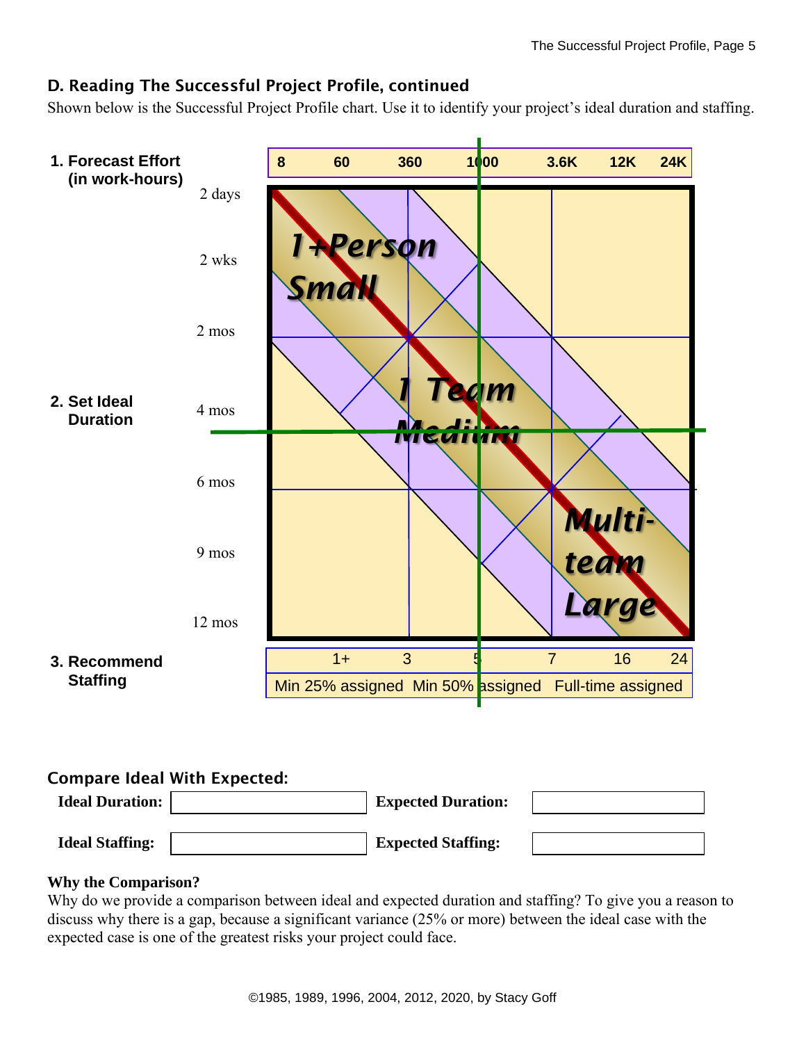## D. Reading The Successful Project Profile, continued

Shown below is the Successful Project Profile chart. Use it to identify your project's ideal duration and staffing.

**1. Forecast Effort (in work-hours)**

8 | 60 | 360 | 1000 | 3.6K | 12K | 24K

**2. Set Ideal Duration**

2 days | 2 wks | 2 mos | 4 mos | 6 mos | 9 mos | 12 mos

*1+Person Small*

*1 Team Medium*

*Multi-team Large*

**3. Recommend Staffing**

1+ | 3 | 5 | 7 | 16 | 24

Min 25% assigned | Min 50% assigned | Full-time assigned

### Compare Ideal With Expected:

| **Ideal Duration:** | | **Expected Duration:** | |
|---|---|---|---|
| **Ideal Staffing:** | | **Expected Staffing:** | |

**Why the Comparison?**

Why do we provide a comparison between ideal and expected duration and staffing? To give you a reason to discuss why there is a gap, because a significant variance (25% or more) between the ideal case with the expected case is one of the greatest risks your project could face.

©1985, 1989, 1996, 2004, 2012, 2020, by Stacy Goff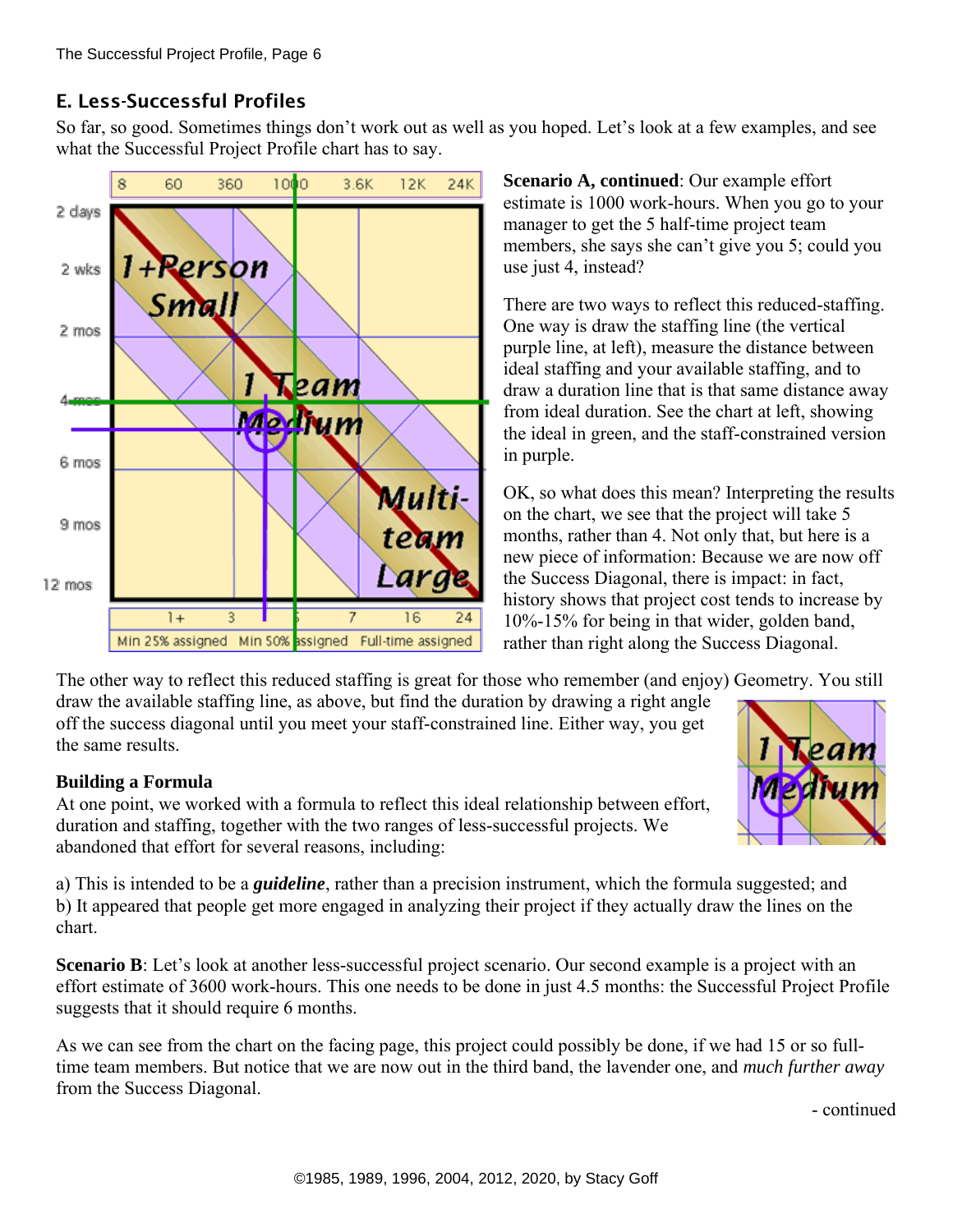## E. Less-Successful Profiles

So far, so good. Sometimes things don't work out as well as you hoped. Let's look at a few examples, and see what the Successful Project Profile chart has to say.

**Scenario A, continued**: Our example effort estimate is 1000 work-hours. When you go to your manager to get the 5 half-time project team members, she says she can't give you 5; could you use just 4, instead?

There are two ways to reflect this reduced-staffing. One way is draw the staffing line (the vertical purple line, at left), measure the distance between ideal staffing and your available staffing, and to draw a duration line that is that same distance away from ideal duration. See the chart at left, showing the ideal in green, and the staff-constrained version in purple.

OK, so what does this mean? Interpreting the results on the chart, we see that the project will take 5 months, rather than 4. Not only that, but here is a new piece of information: Because we are now off the Success Diagonal, there is impact: in fact, history shows that project cost tends to increase by 10%-15% for being in that wider, golden band, rather than right along the Success Diagonal.

The other way to reflect this reduced staffing is great for those who remember (and enjoy) Geometry. You still draw the available staffing line, as above, but find the duration by drawing a right angle off the success diagonal until you meet your staff-constrained line. Either way, you get the same results.

**Building a Formula**

At one point, we worked with a formula to reflect this ideal relationship between effort, duration and staffing, together with the two ranges of less-successful projects. We abandoned that effort for several reasons, including:

a) This is intended to be a ***guideline***, rather than a precision instrument, which the formula suggested; and
b) It appeared that people get more engaged in analyzing their project if they actually draw the lines on the chart.

**Scenario B**: Let's look at another less-successful project scenario. Our second example is a project with an effort estimate of 3600 work-hours. This one needs to be done in just 4.5 months: the Successful Project Profile suggests that it should require 6 months.

As we can see from the chart on the facing page, this project could possibly be done, if we had 15 or so full-time team members. But notice that we are now out in the third band, the lavender one, and *much further away* from the Success Diagonal.

- continued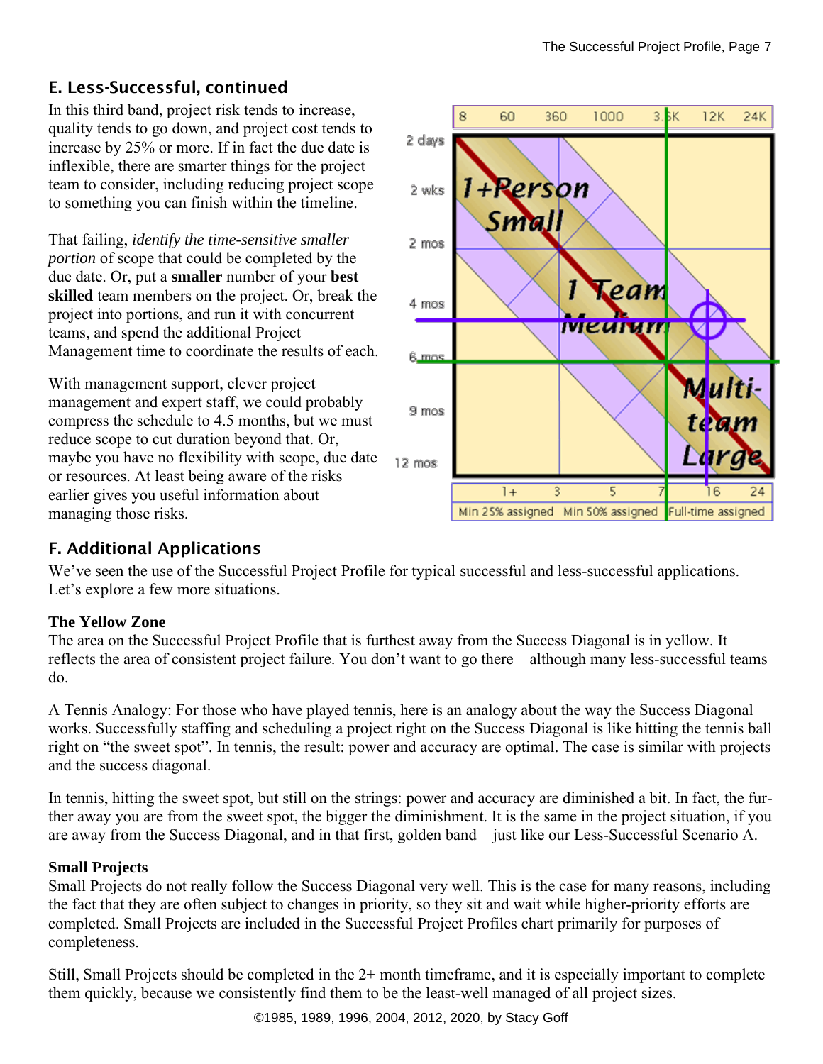## E. Less-Successful, continued

In this third band, project risk tends to increase, quality tends to go down, and project cost tends to increase by 25% or more. If in fact the due date is inflexible, there are smarter things for the project team to consider, including reducing project scope to something you can finish within the timeline.

That failing, *identify the time-sensitive smaller portion* of scope that could be completed by the due date. Or, put a **smaller** number of your **best skilled** team members on the project. Or, break the project into portions, and run it with concurrent teams, and spend the additional Project Management time to coordinate the results of each.

With management support, clever project management and expert staff, we could probably compress the schedule to 4.5 months, but we must reduce scope to cut duration beyond that. Or, maybe you have no flexibility with scope, due date or resources. At least being aware of the risks earlier gives you useful information about managing those risks.

## F. Additional Applications

We've seen the use of the Successful Project Profile for typical successful and less-successful applications. Let's explore a few more situations.

**The Yellow Zone**

The area on the Successful Project Profile that is furthest away from the Success Diagonal is in yellow. It reflects the area of consistent project failure. You don't want to go there—although many less-successful teams do.

A Tennis Analogy: For those who have played tennis, here is an analogy about the way the Success Diagonal works. Successfully staffing and scheduling a project right on the Success Diagonal is like hitting the tennis ball right on "the sweet spot". In tennis, the result: power and accuracy are optimal. The case is similar with projects and the success diagonal.

In tennis, hitting the sweet spot, but still on the strings: power and accuracy are diminished a bit. In fact, the further away you are from the sweet spot, the bigger the diminishment. It is the same in the project situation, if you are away from the Success Diagonal, and in that first, golden band—just like our Less-Successful Scenario A.

**Small Projects**

Small Projects do not really follow the Success Diagonal very well. This is the case for many reasons, including the fact that they are often subject to changes in priority, so they sit and wait while higher-priority efforts are completed. Small Projects are included in the Successful Project Profiles chart primarily for purposes of completeness.

Still, Small Projects should be completed in the 2+ month timeframe, and it is especially important to complete them quickly, because we consistently find them to be the least-well managed of all project sizes.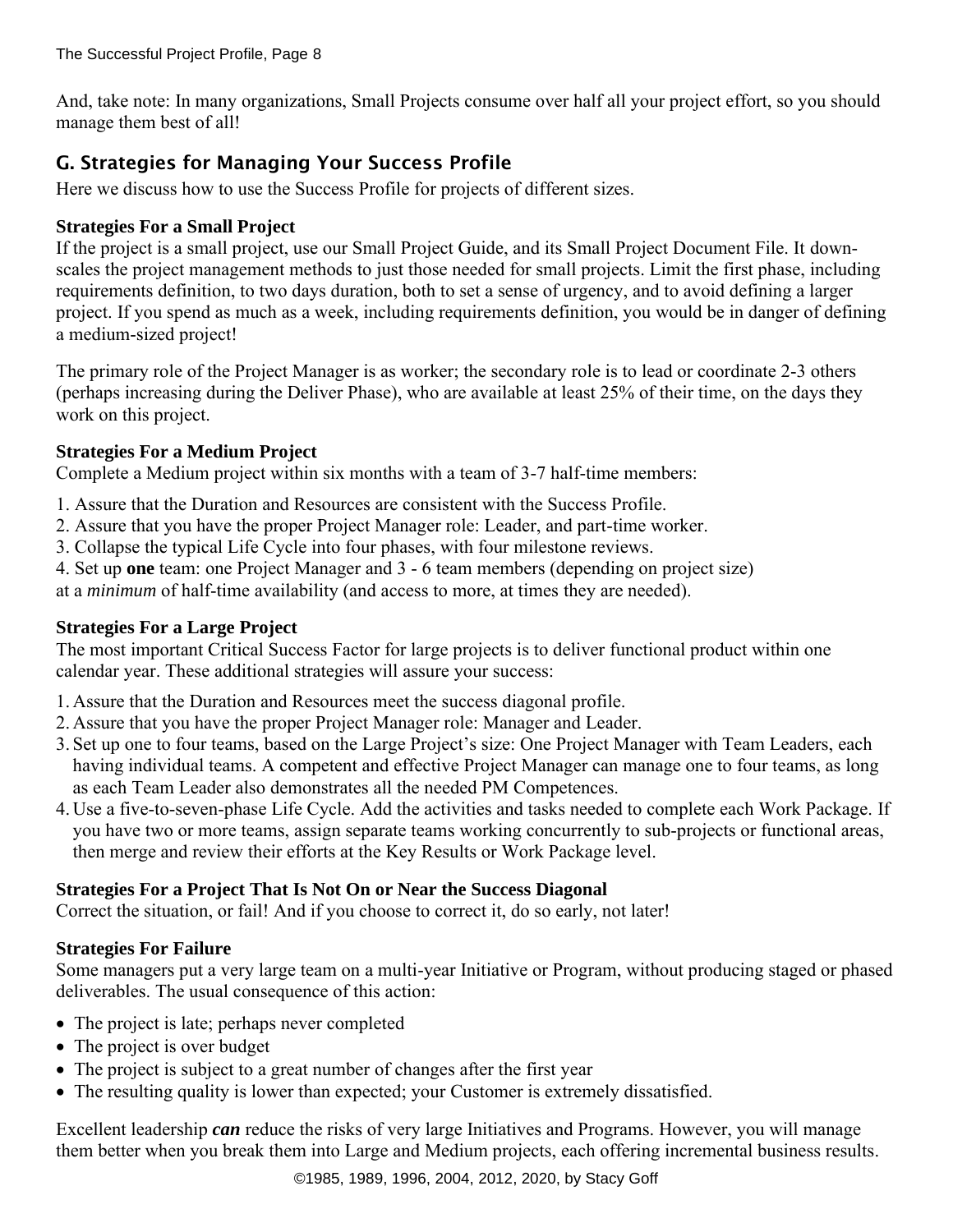And, take note: In many organizations, Small Projects consume over half all your project effort, so you should manage them best of all!

## G. Strategies for Managing Your Success Profile

Here we discuss how to use the Success Profile for projects of different sizes.

**Strategies For a Small Project**

If the project is a small project, use our Small Project Guide, and its Small Project Document File. It down-scales the project management methods to just those needed for small projects. Limit the first phase, including requirements definition, to two days duration, both to set a sense of urgency, and to avoid defining a larger project. If you spend as much as a week, including requirements definition, you would be in danger of defining a medium-sized project!

The primary role of the Project Manager is as worker; the secondary role is to lead or coordinate 2-3 others (perhaps increasing during the Deliver Phase), who are available at least 25% of their time, on the days they work on this project.

**Strategies For a Medium Project**

Complete a Medium project within six months with a team of 3-7 half-time members:

1. Assure that the Duration and Resources are consistent with the Success Profile.
2. Assure that you have the proper Project Manager role: Leader, and part-time worker.
3. Collapse the typical Life Cycle into four phases, with four milestone reviews.
4. Set up **one** team: one Project Manager and 3 - 6 team members (depending on project size) at a *minimum* of half-time availability (and access to more, at times they are needed).

**Strategies For a Large Project**

The most important Critical Success Factor for large projects is to deliver functional product within one calendar year. These additional strategies will assure your success:

1. Assure that the Duration and Resources meet the success diagonal profile.
2. Assure that you have the proper Project Manager role: Manager and Leader.
3. Set up one to four teams, based on the Large Project's size: One Project Manager with Team Leaders, each having individual teams. A competent and effective Project Manager can manage one to four teams, as long as each Team Leader also demonstrates all the needed PM Competences.
4. Use a five-to-seven-phase Life Cycle. Add the activities and tasks needed to complete each Work Package. If you have two or more teams, assign separate teams working concurrently to sub-projects or functional areas, then merge and review their efforts at the Key Results or Work Package level.

**Strategies For a Project That Is Not On or Near the Success Diagonal**

Correct the situation, or fail! And if you choose to correct it, do so early, not later!

**Strategies For Failure**

Some managers put a very large team on a multi-year Initiative or Program, without producing staged or phased deliverables. The usual consequence of this action:

- The project is late; perhaps never completed
- The project is over budget
- The project is subject to a great number of changes after the first year
- The resulting quality is lower than expected; your Customer is extremely dissatisfied.

Excellent leadership ***can*** reduce the risks of very large Initiatives and Programs. However, you will manage them better when you break them into Large and Medium projects, each offering incremental business results.

©1985, 1989, 1996, 2004, 2012, 2020, by Stacy Goff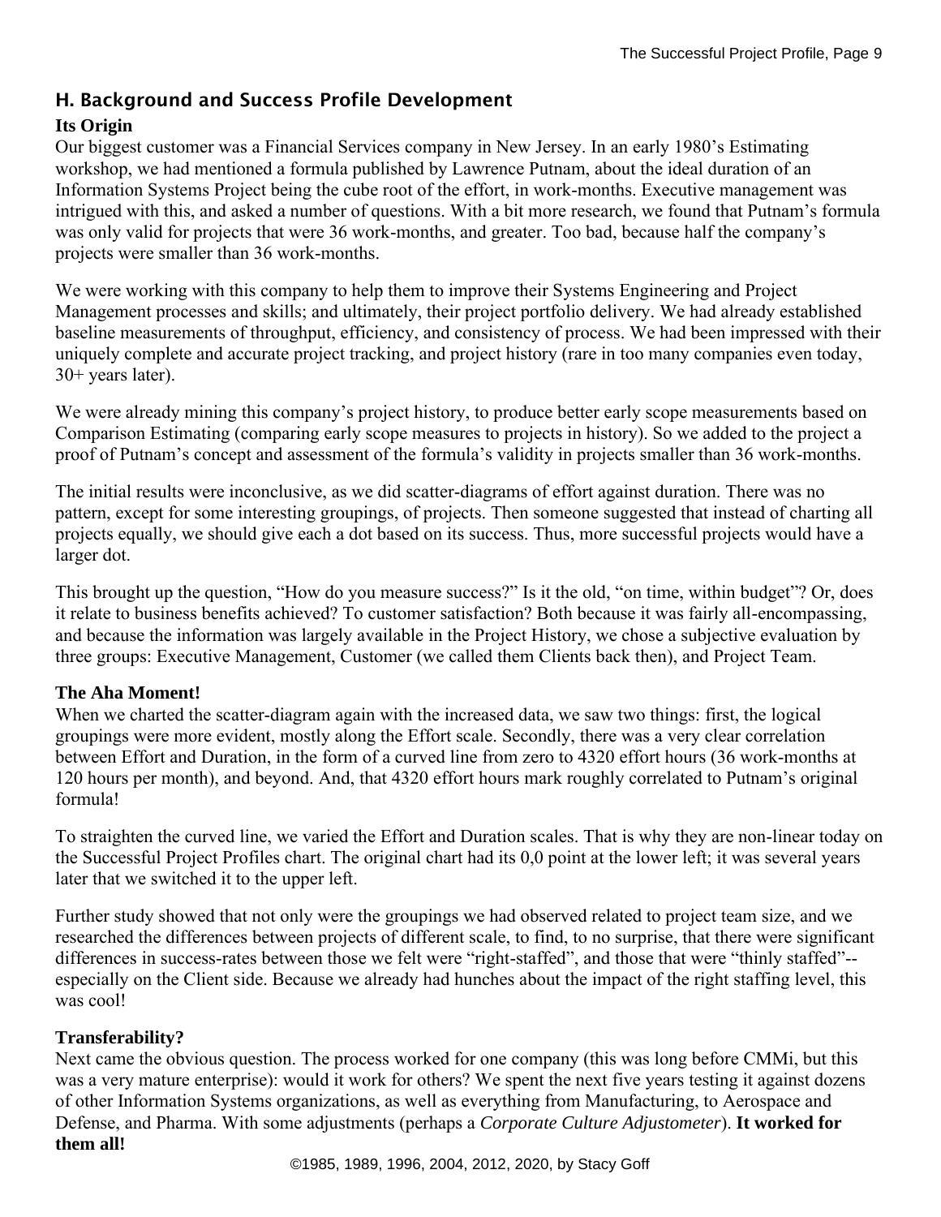## H. Background and Success Profile Development

### Its Origin

Our biggest customer was a Financial Services company in New Jersey. In an early 1980's Estimating workshop, we had mentioned a formula published by Lawrence Putnam, about the ideal duration of an Information Systems Project being the cube root of the effort, in work-months. Executive management was intrigued with this, and asked a number of questions. With a bit more research, we found that Putnam's formula was only valid for projects that were 36 work-months, and greater. Too bad, because half the company's projects were smaller than 36 work-months.

We were working with this company to help them to improve their Systems Engineering and Project Management processes and skills; and ultimately, their project portfolio delivery. We had already established baseline measurements of throughput, efficiency, and consistency of process. We had been impressed with their uniquely complete and accurate project tracking, and project history (rare in too many companies even today, 30+ years later).

We were already mining this company's project history, to produce better early scope measurements based on Comparison Estimating (comparing early scope measures to projects in history). So we added to the project a proof of Putnam's concept and assessment of the formula's validity in projects smaller than 36 work-months.

The initial results were inconclusive, as we did scatter-diagrams of effort against duration. There was no pattern, except for some interesting groupings, of projects. Then someone suggested that instead of charting all projects equally, we should give each a dot based on its success. Thus, more successful projects would have a larger dot.

This brought up the question, "How do you measure success?" Is it the old, "on time, within budget"? Or, does it relate to business benefits achieved? To customer satisfaction? Both because it was fairly all-encompassing, and because the information was largely available in the Project History, we chose a subjective evaluation by three groups: Executive Management, Customer (we called them Clients back then), and Project Team.

### The Aha Moment!

When we charted the scatter-diagram again with the increased data, we saw two things: first, the logical groupings were more evident, mostly along the Effort scale. Secondly, there was a very clear correlation between Effort and Duration, in the form of a curved line from zero to 4320 effort hours (36 work-months at 120 hours per month), and beyond. And, that 4320 effort hours mark roughly correlated to Putnam's original formula!

To straighten the curved line, we varied the Effort and Duration scales. That is why they are non-linear today on the Successful Project Profiles chart. The original chart had its 0,0 point at the lower left; it was several years later that we switched it to the upper left.

Further study showed that not only were the groupings we had observed related to project team size, and we researched the differences between projects of different scale, to find, to no surprise, that there were significant differences in success-rates between those we felt were "right-staffed", and those that were "thinly staffed"--especially on the Client side. Because we already had hunches about the impact of the right staffing level, this was cool!

### Transferability?

Next came the obvious question. The process worked for one company (this was long before CMMi, but this was a very mature enterprise): would it work for others? We spent the next five years testing it against dozens of other Information Systems organizations, as well as everything from Manufacturing, to Aerospace and Defense, and Pharma. With some adjustments (perhaps a *Corporate Culture Adjustometer*). **It worked for them all!**

©1985, 1989, 1996, 2004, 2012, 2020, by Stacy Goff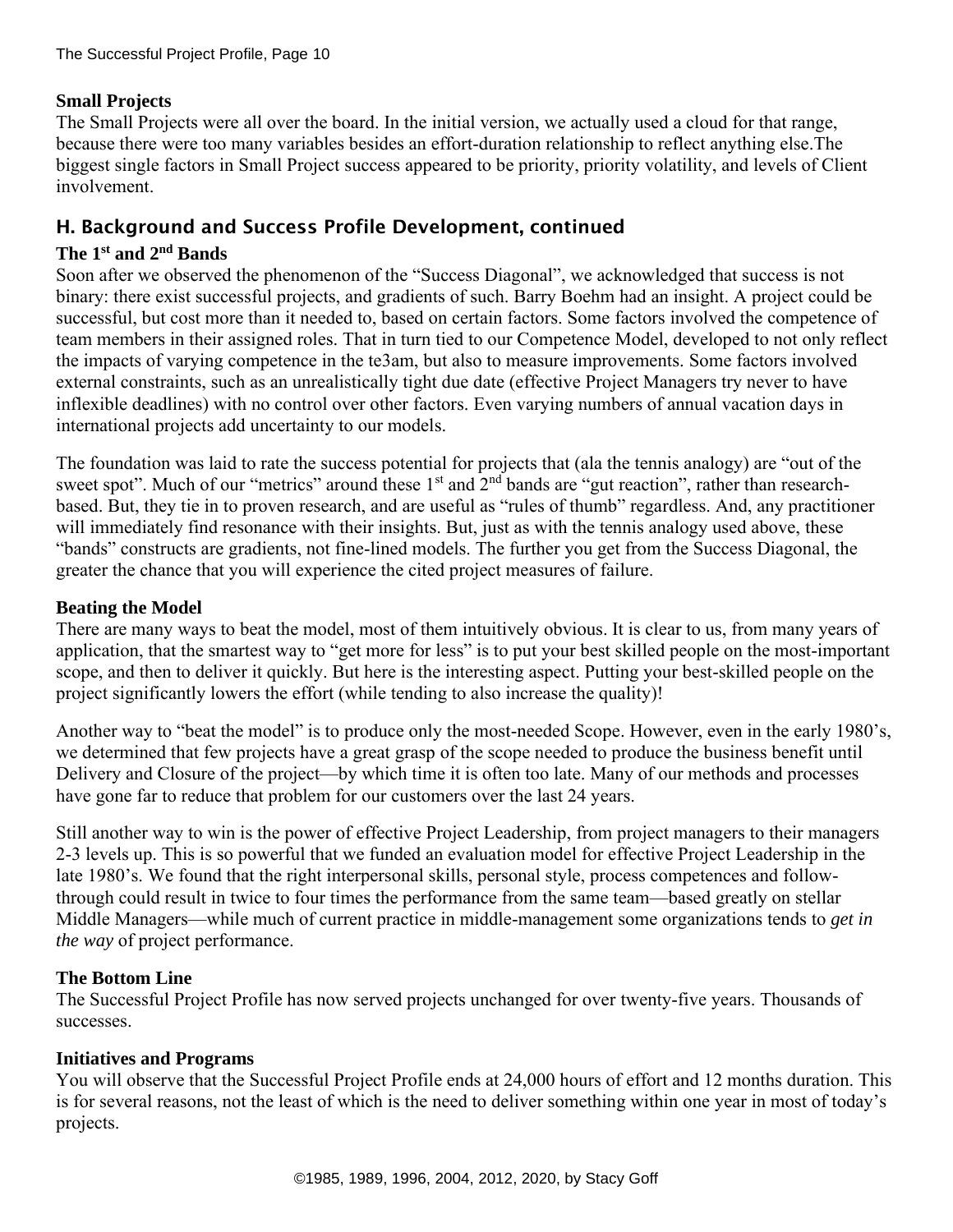**Small Projects**

The Small Projects were all over the board. In the initial version, we actually used a cloud for that range, because there were too many variables besides an effort-duration relationship to reflect anything else.The biggest single factors in Small Project success appeared to be priority, priority volatility, and levels of Client involvement.

## H. Background and Success Profile Development, continued

### The 1st and 2nd Bands

Soon after we observed the phenomenon of the "Success Diagonal", we acknowledged that success is not binary: there exist successful projects, and gradients of such. Barry Boehm had an insight. A project could be successful, but cost more than it needed to, based on certain factors. Some factors involved the competence of team members in their assigned roles. That in turn tied to our Competence Model, developed to not only reflect the impacts of varying competence in the te3am, but also to measure improvements. Some factors involved external constraints, such as an unrealistically tight due date (effective Project Managers try never to have inflexible deadlines) with no control over other factors. Even varying numbers of annual vacation days in international projects add uncertainty to our models.

The foundation was laid to rate the success potential for projects that (ala the tennis analogy) are "out of the sweet spot". Much of our "metrics" around these 1st and 2nd bands are "gut reaction", rather than research-based. But, they tie in to proven research, and are useful as "rules of thumb" regardless. And, any practitioner will immediately find resonance with their insights. But, just as with the tennis analogy used above, these "bands" constructs are gradients, not fine-lined models. The further you get from the Success Diagonal, the greater the chance that you will experience the cited project measures of failure.

### Beating the Model

There are many ways to beat the model, most of them intuitively obvious. It is clear to us, from many years of application, that the smartest way to "get more for less" is to put your best skilled people on the most-important scope, and then to deliver it quickly. But here is the interesting aspect. Putting your best-skilled people on the project significantly lowers the effort (while tending to also increase the quality)!

Another way to "beat the model" is to produce only the most-needed Scope. However, even in the early 1980's, we determined that few projects have a great grasp of the scope needed to produce the business benefit until Delivery and Closure of the project—by which time it is often too late. Many of our methods and processes have gone far to reduce that problem for our customers over the last 24 years.

Still another way to win is the power of effective Project Leadership, from project managers to their managers 2-3 levels up. This is so powerful that we funded an evaluation model for effective Project Leadership in the late 1980's. We found that the right interpersonal skills, personal style, process competences and follow-through could result in twice to four times the performance from the same team—based greatly on stellar Middle Managers—while much of current practice in middle-management some organizations tends to *get in the way* of project performance.

### The Bottom Line

The Successful Project Profile has now served projects unchanged for over twenty-five years. Thousands of successes.

### Initiatives and Programs

You will observe that the Successful Project Profile ends at 24,000 hours of effort and 12 months duration. This is for several reasons, not the least of which is the need to deliver something within one year in most of today's projects.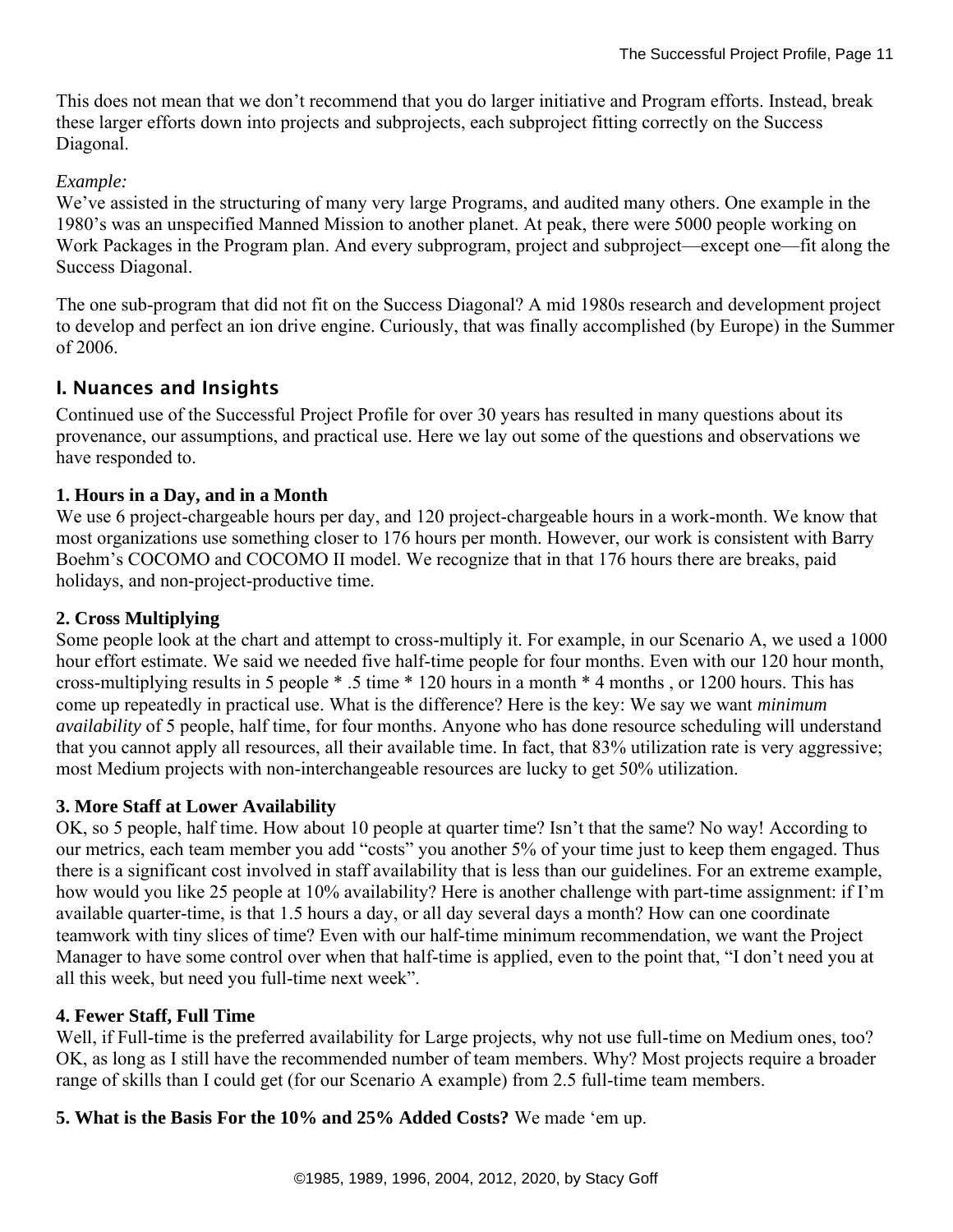This does not mean that we don't recommend that you do larger initiative and Program efforts. Instead, break these larger efforts down into projects and subprojects, each subproject fitting correctly on the Success Diagonal.

*Example:*
We've assisted in the structuring of many very large Programs, and audited many others. One example in the 1980's was an unspecified Manned Mission to another planet. At peak, there were 5000 people working on Work Packages in the Program plan. And every subprogram, project and subproject—except one—fit along the Success Diagonal.

The one sub-program that did not fit on the Success Diagonal? A mid 1980s research and development project to develop and perfect an ion drive engine. Curiously, that was finally accomplished (by Europe) in the Summer of 2006.

## I. Nuances and Insights

Continued use of the Successful Project Profile for over 30 years has resulted in many questions about its provenance, our assumptions, and practical use. Here we lay out some of the questions and observations we have responded to.

### 1. Hours in a Day, and in a Month

We use 6 project-chargeable hours per day, and 120 project-chargeable hours in a work-month. We know that most organizations use something closer to 176 hours per month. However, our work is consistent with Barry Boehm's COCOMO and COCOMO II model. We recognize that in that 176 hours there are breaks, paid holidays, and non-project-productive time.

### 2. Cross Multiplying

Some people look at the chart and attempt to cross-multiply it. For example, in our Scenario A, we used a 1000 hour effort estimate. We said we needed five half-time people for four months. Even with our 120 hour month, cross-multiplying results in 5 people * .5 time * 120 hours in a month * 4 months , or 1200 hours. This has come up repeatedly in practical use. What is the difference? Here is the key: We say we want *minimum availability* of 5 people, half time, for four months. Anyone who has done resource scheduling will understand that you cannot apply all resources, all their available time. In fact, that 83% utilization rate is very aggressive; most Medium projects with non-interchangeable resources are lucky to get 50% utilization.

### 3. More Staff at Lower Availability

OK, so 5 people, half time. How about 10 people at quarter time? Isn't that the same? No way! According to our metrics, each team member you add "costs" you another 5% of your time just to keep them engaged. Thus there is a significant cost involved in staff availability that is less than our guidelines. For an extreme example, how would you like 25 people at 10% availability? Here is another challenge with part-time assignment: if I'm available quarter-time, is that 1.5 hours a day, or all day several days a month? How can one coordinate teamwork with tiny slices of time? Even with our half-time minimum recommendation, we want the Project Manager to have some control over when that half-time is applied, even to the point that, "I don't need you at all this week, but need you full-time next week".

### 4. Fewer Staff, Full Time

Well, if Full-time is the preferred availability for Large projects, why not use full-time on Medium ones, too? OK, as long as I still have the recommended number of team members. Why? Most projects require a broader range of skills than I could get (for our Scenario A example) from 2.5 full-time team members.

**5. What is the Basis For the 10% and 25% Added Costs?** We made 'em up.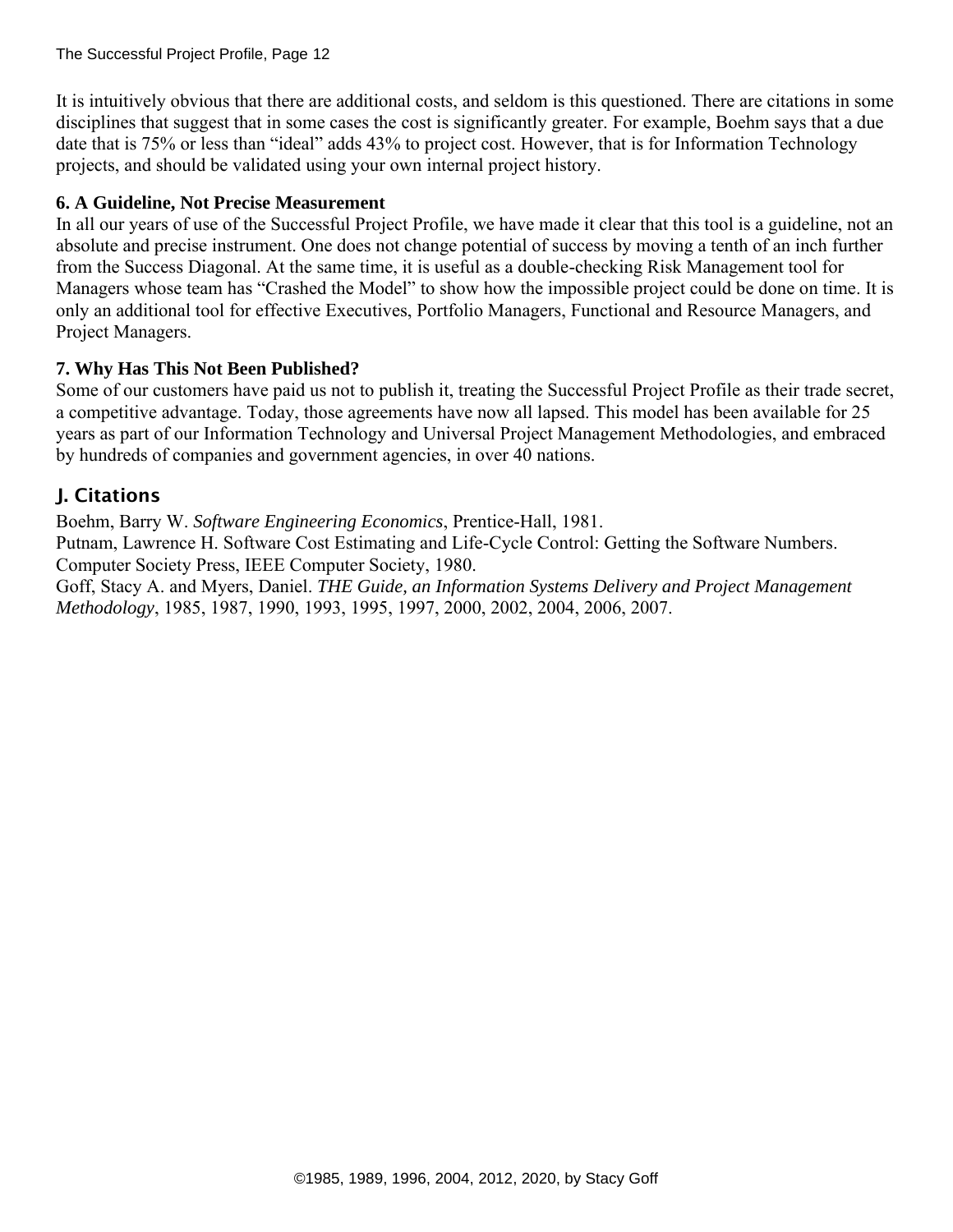It is intuitively obvious that there are additional costs, and seldom is this questioned. There are citations in some disciplines that suggest that in some cases the cost is significantly greater. For example, Boehm says that a due date that is 75% or less than "ideal" adds 43% to project cost. However, that is for Information Technology projects, and should be validated using your own internal project history.

**6. A Guideline, Not Precise Measurement**

In all our years of use of the Successful Project Profile, we have made it clear that this tool is a guideline, not an absolute and precise instrument. One does not change potential of success by moving a tenth of an inch further from the Success Diagonal. At the same time, it is useful as a double-checking Risk Management tool for Managers whose team has "Crashed the Model" to show how the impossible project could be done on time. It is only an additional tool for effective Executives, Portfolio Managers, Functional and Resource Managers, and Project Managers.

**7. Why Has This Not Been Published?**

Some of our customers have paid us not to publish it, treating the Successful Project Profile as their trade secret, a competitive advantage. Today, those agreements have now all lapsed. This model has been available for 25 years as part of our Information Technology and Universal Project Management Methodologies, and embraced by hundreds of companies and government agencies, in over 40 nations.

## J. Citations

Boehm, Barry W. *Software Engineering Economics*, Prentice-Hall, 1981.

Putnam, Lawrence H. Software Cost Estimating and Life-Cycle Control: Getting the Software Numbers. Computer Society Press, IEEE Computer Society, 1980.

Goff, Stacy A. and Myers, Daniel. *THE Guide, an Information Systems Delivery and Project Management Methodology*, 1985, 1987, 1990, 1993, 1995, 1997, 2000, 2002, 2004, 2006, 2007.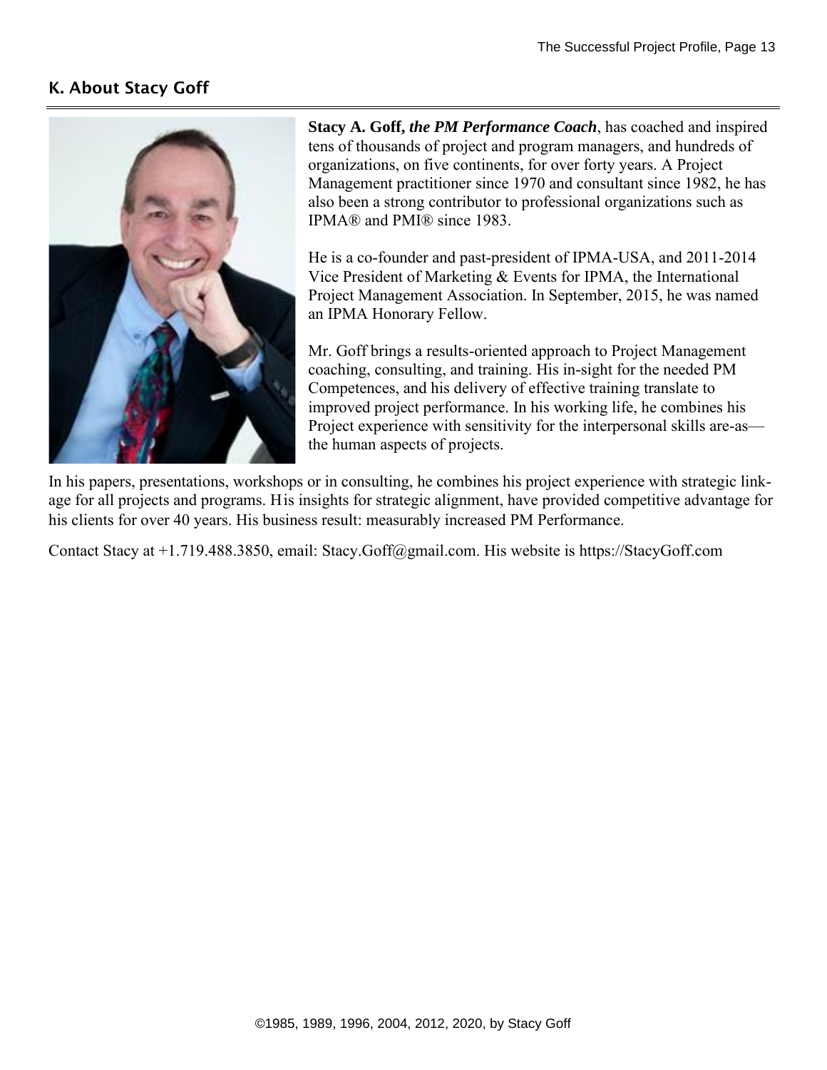## K. About Stacy Goff

**Stacy A. Goff, *the PM Performance Coach***, has coached and inspired tens of thousands of project and program managers, and hundreds of organizations, on five continents, for over forty years. A Project Management practitioner since 1970 and consultant since 1982, he has also been a strong contributor to professional organizations such as IPMA® and PMI® since 1983.

He is a co-founder and past-president of IPMA-USA, and 2011-2014 Vice President of Marketing & Events for IPMA, the International Project Management Association. In September, 2015, he was named an IPMA Honorary Fellow.

Mr. Goff brings a results-oriented approach to Project Management coaching, consulting, and training. His in-sight for the needed PM Competences, and his delivery of effective training translate to improved project performance. In his working life, he combines his Project experience with sensitivity for the interpersonal skills are-as—the human aspects of projects.

In his papers, presentations, workshops or in consulting, he combines his project experience with strategic link-age for all projects and programs. His insights for strategic alignment, have provided competitive advantage for his clients for over 40 years. His business result: measurably increased PM Performance.

Contact Stacy at +1.719.488.3850, email: Stacy.Goff@gmail.com. His website is https://StacyGoff.com

©1985, 1989, 1996, 2004, 2012, 2020, by Stacy Goff